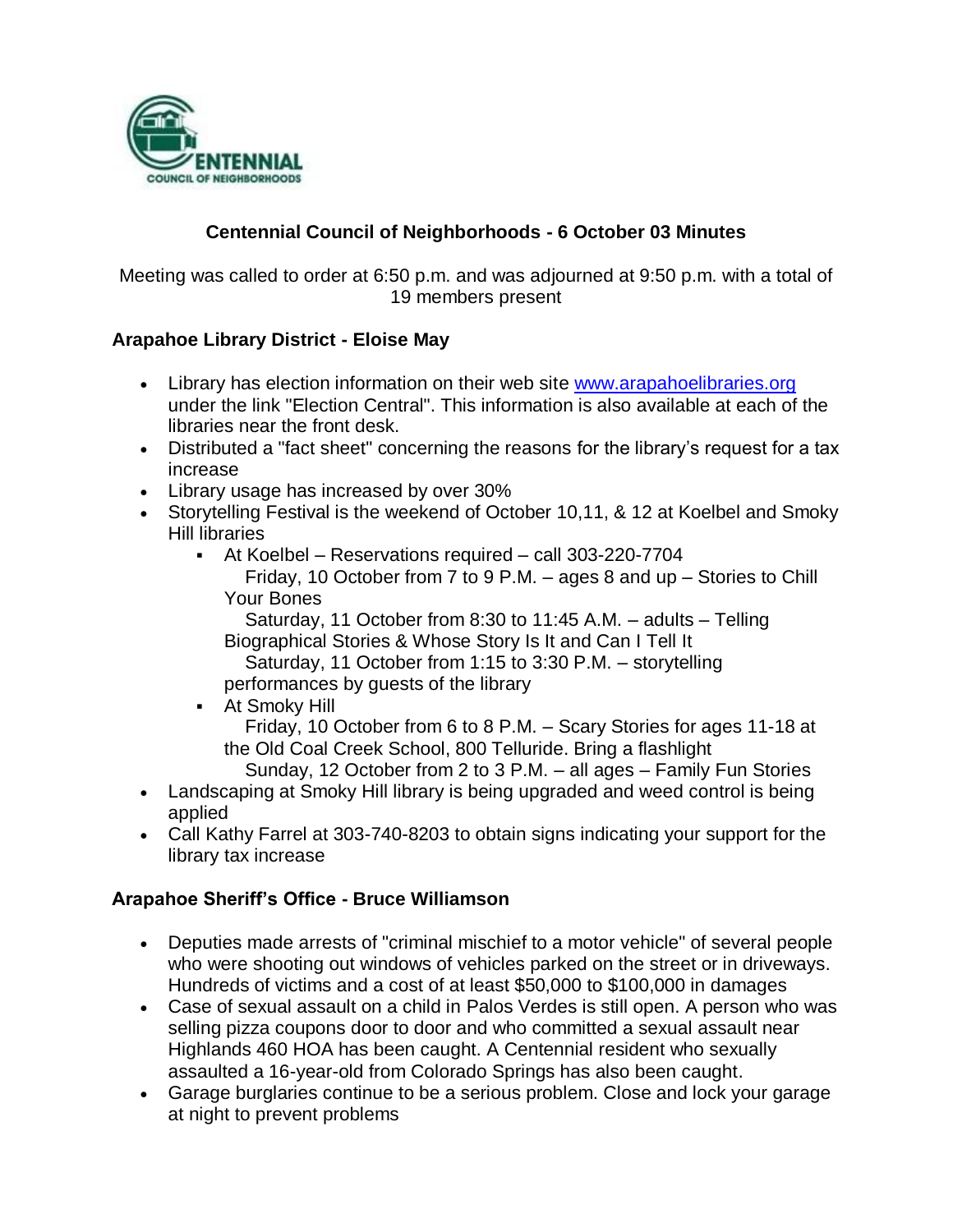# Centennial Council of Neighborhoods - 6 October 03 Minutes

Meeting was called to order at 6:50 p.m. and was adjourned at 9:50 p.m. with a total of 19 members present

### Arapahoe Library District - Eloise May

- Library has election information on their web site www.arapahoelibraries.org under the link "Election Central". This information is also available at each of the libraries near the front desk.
- Distributed a "fact sheet" concerning the reasons for the library's request for a tax increase
- Library usage has increased by over 30%
- Storytelling Festival is the weekend of October 10,11, & 12 at Koelbel and Smoky Hill libraries
  - At Koelbel – Reservations required – call 303-220-7704
    Friday, 10 October from 7 to 9 P.M. – ages 8 and up – Stories to Chill Your Bones
    Saturday, 11 October from 8:30 to 11:45 A.M. – adults – Telling Biographical Stories & Whose Story Is It and Can I Tell It
    Saturday, 11 October from 1:15 to 3:30 P.M. – storytelling performances by guests of the library
  - At Smoky Hill
    Friday, 10 October from 6 to 8 P.M. – Scary Stories for ages 11-18 at the Old Coal Creek School, 800 Telluride. Bring a flashlight
    Sunday, 12 October from 2 to 3 P.M. – all ages – Family Fun Stories
- Landscaping at Smoky Hill library is being upgraded and weed control is being applied
- Call Kathy Farrel at 303-740-8203 to obtain signs indicating your support for the library tax increase

### Arapahoe Sheriff's Office - Bruce Williamson

- Deputies made arrests of "criminal mischief to a motor vehicle" of several people who were shooting out windows of vehicles parked on the street or in driveways. Hundreds of victims and a cost of at least $50,000 to $100,000 in damages
- Case of sexual assault on a child in Palos Verdes is still open. A person who was selling pizza coupons door to door and who committed a sexual assault near Highlands 460 HOA has been caught. A Centennial resident who sexually assaulted a 16-year-old from Colorado Springs has also been caught.
- Garage burglaries continue to be a serious problem. Close and lock your garage at night to prevent problems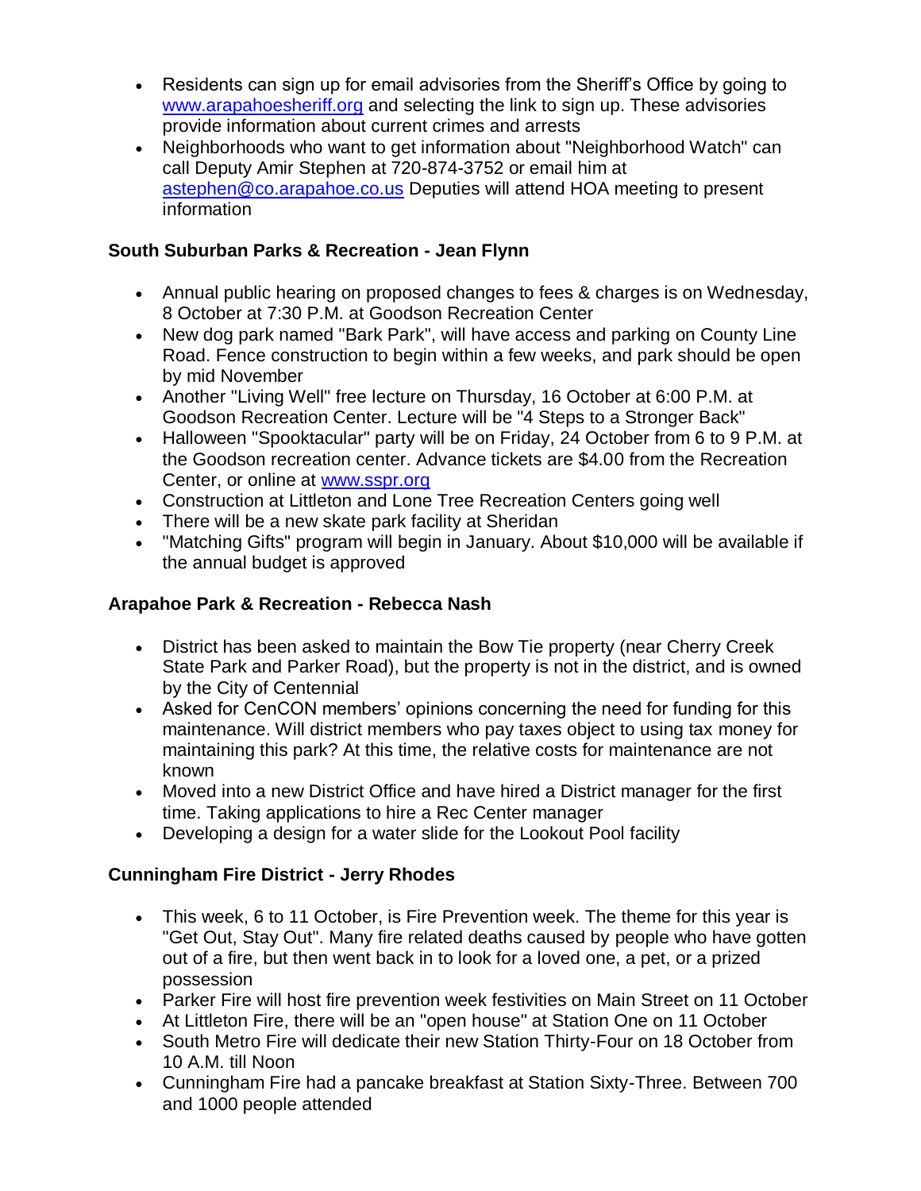- Residents can sign up for email advisories from the Sheriff's Office by going to [www.arapahoesheriff.org](http://www.arapahoesheriff.org) and selecting the link to sign up. These advisories provide information about current crimes and arrests
- Neighborhoods who want to get information about "Neighborhood Watch" can call Deputy Amir Stephen at 720-874-3752 or email him at [astephen@co.arapahoe.co.us](mailto:astephen@co.arapahoe.co.us) Deputies will attend HOA meeting to present information

### South Suburban Parks & Recreation - Jean Flynn

- Annual public hearing on proposed changes to fees & charges is on Wednesday, 8 October at 7:30 P.M. at Goodson Recreation Center
- New dog park named "Bark Park", will have access and parking on County Line Road. Fence construction to begin within a few weeks, and park should be open by mid November
- Another "Living Well" free lecture on Thursday, 16 October at 6:00 P.M. at Goodson Recreation Center. Lecture will be "4 Steps to a Stronger Back"
- Halloween "Spooktacular" party will be on Friday, 24 October from 6 to 9 P.M. at the Goodson recreation center. Advance tickets are $4.00 from the Recreation Center, or online at [www.sspr.org](http://www.sspr.org)
- Construction at Littleton and Lone Tree Recreation Centers going well
- There will be a new skate park facility at Sheridan
- "Matching Gifts" program will begin in January. About $10,000 will be available if the annual budget is approved

### Arapahoe Park & Recreation - Rebecca Nash

- District has been asked to maintain the Bow Tie property (near Cherry Creek State Park and Parker Road), but the property is not in the district, and is owned by the City of Centennial
- Asked for CenCON members' opinions concerning the need for funding for this maintenance. Will district members who pay taxes object to using tax money for maintaining this park? At this time, the relative costs for maintenance are not known
- Moved into a new District Office and have hired a District manager for the first time. Taking applications to hire a Rec Center manager
- Developing a design for a water slide for the Lookout Pool facility

### Cunningham Fire District - Jerry Rhodes

- This week, 6 to 11 October, is Fire Prevention week. The theme for this year is "Get Out, Stay Out". Many fire related deaths caused by people who have gotten out of a fire, but then went back in to look for a loved one, a pet, or a prized possession
- Parker Fire will host fire prevention week festivities on Main Street on 11 October
- At Littleton Fire, there will be an "open house" at Station One on 11 October
- South Metro Fire will dedicate their new Station Thirty-Four on 18 October from 10 A.M. till Noon
- Cunningham Fire had a pancake breakfast at Station Sixty-Three. Between 700 and 1000 people attended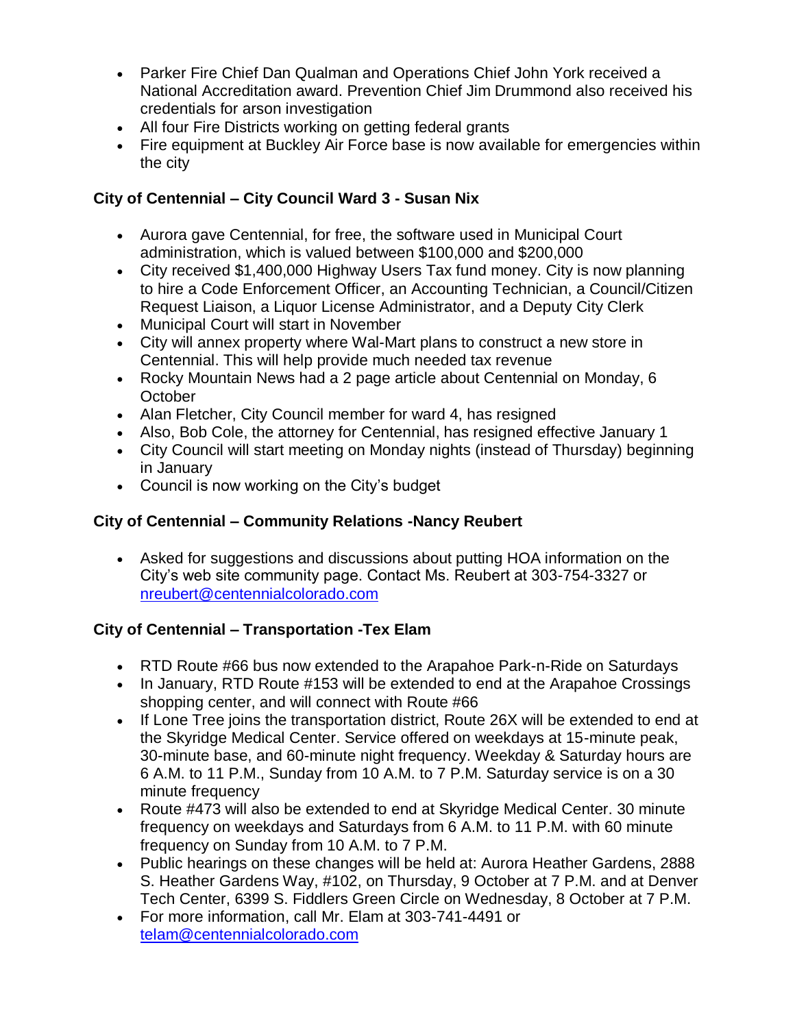- Parker Fire Chief Dan Qualman and Operations Chief John York received a National Accreditation award. Prevention Chief Jim Drummond also received his credentials for arson investigation
- All four Fire Districts working on getting federal grants
- Fire equipment at Buckley Air Force base is now available for emergencies within the city

**City of Centennial – City Council Ward 3 - Susan Nix**

- Aurora gave Centennial, for free, the software used in Municipal Court administration, which is valued between $100,000 and $200,000
- City received $1,400,000 Highway Users Tax fund money. City is now planning to hire a Code Enforcement Officer, an Accounting Technician, a Council/Citizen Request Liaison, a Liquor License Administrator, and a Deputy City Clerk
- Municipal Court will start in November
- City will annex property where Wal-Mart plans to construct a new store in Centennial. This will help provide much needed tax revenue
- Rocky Mountain News had a 2 page article about Centennial on Monday, 6 October
- Alan Fletcher, City Council member for ward 4, has resigned
- Also, Bob Cole, the attorney for Centennial, has resigned effective January 1
- City Council will start meeting on Monday nights (instead of Thursday) beginning in January
- Council is now working on the City's budget

**City of Centennial – Community Relations -Nancy Reubert**

- Asked for suggestions and discussions about putting HOA information on the City's web site community page. Contact Ms. Reubert at 303-754-3327 or nreubert@centennialcolorado.com

**City of Centennial – Transportation -Tex Elam**

- RTD Route #66 bus now extended to the Arapahoe Park-n-Ride on Saturdays
- In January, RTD Route #153 will be extended to end at the Arapahoe Crossings shopping center, and will connect with Route #66
- If Lone Tree joins the transportation district, Route 26X will be extended to end at the Skyridge Medical Center. Service offered on weekdays at 15-minute peak, 30-minute base, and 60-minute night frequency. Weekday & Saturday hours are 6 A.M. to 11 P.M., Sunday from 10 A.M. to 7 P.M. Saturday service is on a 30 minute frequency
- Route #473 will also be extended to end at Skyridge Medical Center. 30 minute frequency on weekdays and Saturdays from 6 A.M. to 11 P.M. with 60 minute frequency on Sunday from 10 A.M. to 7 P.M.
- Public hearings on these changes will be held at: Aurora Heather Gardens, 2888 S. Heather Gardens Way, #102, on Thursday, 9 October at 7 P.M. and at Denver Tech Center, 6399 S. Fiddlers Green Circle on Wednesday, 8 October at 7 P.M.
- For more information, call Mr. Elam at 303-741-4491 or telam@centennialcolorado.com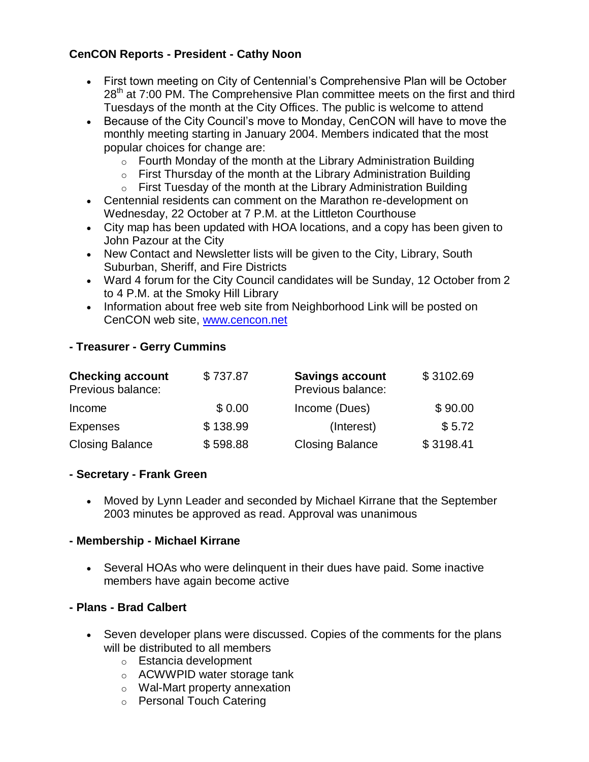**CenCON Reports - President - Cathy Noon**

- First town meeting on City of Centennial's Comprehensive Plan will be October 28th at 7:00 PM. The Comprehensive Plan committee meets on the first and third Tuesdays of the month at the City Offices. The public is welcome to attend
- Because of the City Council's move to Monday, CenCON will have to move the monthly meeting starting in January 2004. Members indicated that the most popular choices for change are:
    - Fourth Monday of the month at the Library Administration Building
    - First Thursday of the month at the Library Administration Building
    - First Tuesday of the month at the Library Administration Building
- Centennial residents can comment on the Marathon re-development on Wednesday, 22 October at 7 P.M. at the Littleton Courthouse
- City map has been updated with HOA locations, and a copy has been given to John Pazour at the City
- New Contact and Newsletter lists will be given to the City, Library, South Suburban, Sheriff, and Fire Districts
- Ward 4 forum for the City Council candidates will be Sunday, 12 October from 2 to 4 P.M. at the Smoky Hill Library
- Information about free web site from Neighborhood Link will be posted on CenCON web site, www.cencon.net

**- Treasurer - Gerry Cummins**

| **Checking account** Previous balance: | $ 737.87 | **Savings account** Previous balance: | $ 3102.69 |
|---|---|---|---|
| Income | $ 0.00 | Income (Dues) | $ 90.00 |
| Expenses | $ 138.99 | (Interest) | $ 5.72 |
| Closing Balance | $ 598.88 | Closing Balance | $ 3198.41 |

**- Secretary - Frank Green**

- Moved by Lynn Leader and seconded by Michael Kirrane that the September 2003 minutes be approved as read. Approval was unanimous

**- Membership - Michael Kirrane**

- Several HOAs who were delinquent in their dues have paid. Some inactive members have again become active

**- Plans - Brad Calbert**

- Seven developer plans were discussed. Copies of the comments for the plans will be distributed to all members
    - Estancia development
    - ACWWPID water storage tank
    - Wal-Mart property annexation
    - Personal Touch Catering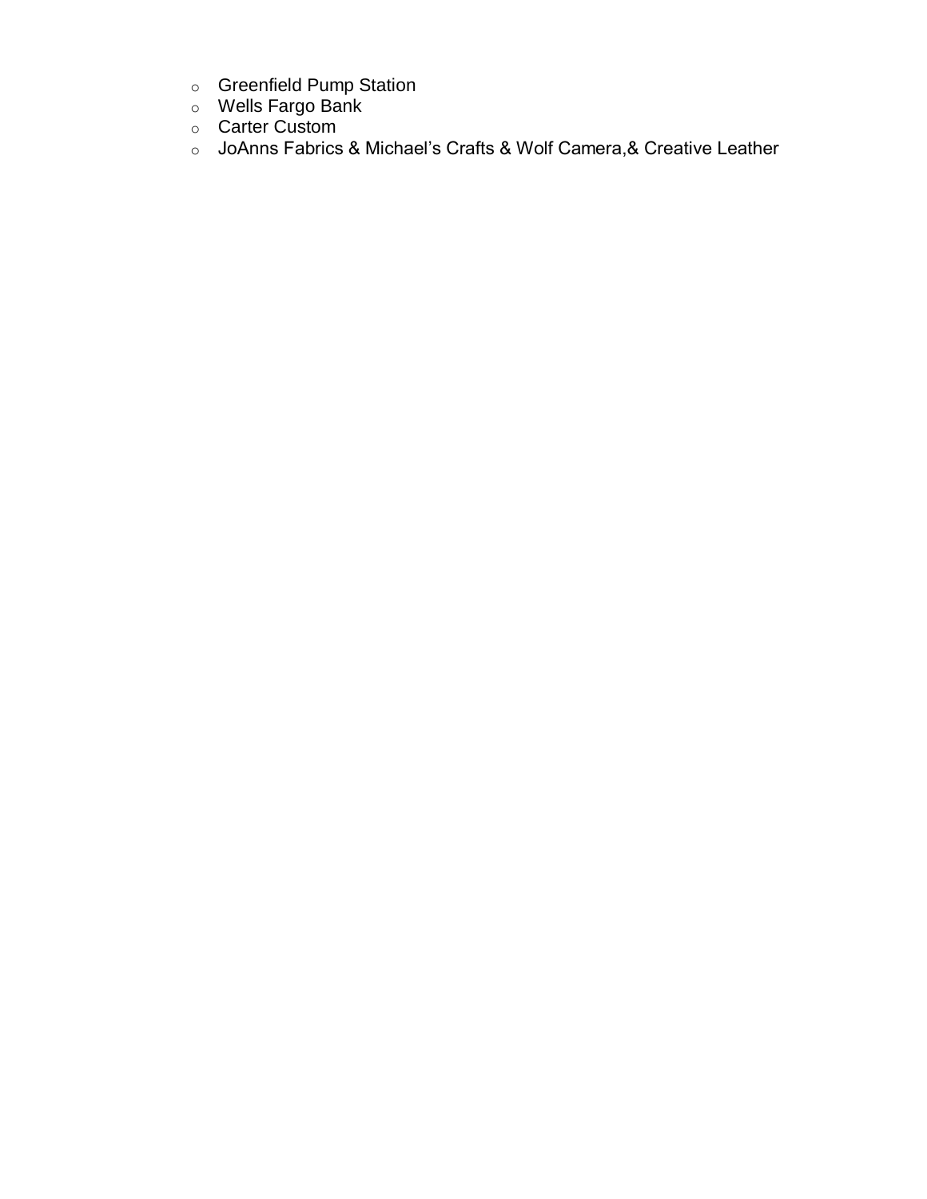- Greenfield Pump Station
- Wells Fargo Bank
- Carter Custom
- JoAnns Fabrics & Michael's Crafts & Wolf Camera,& Creative Leather